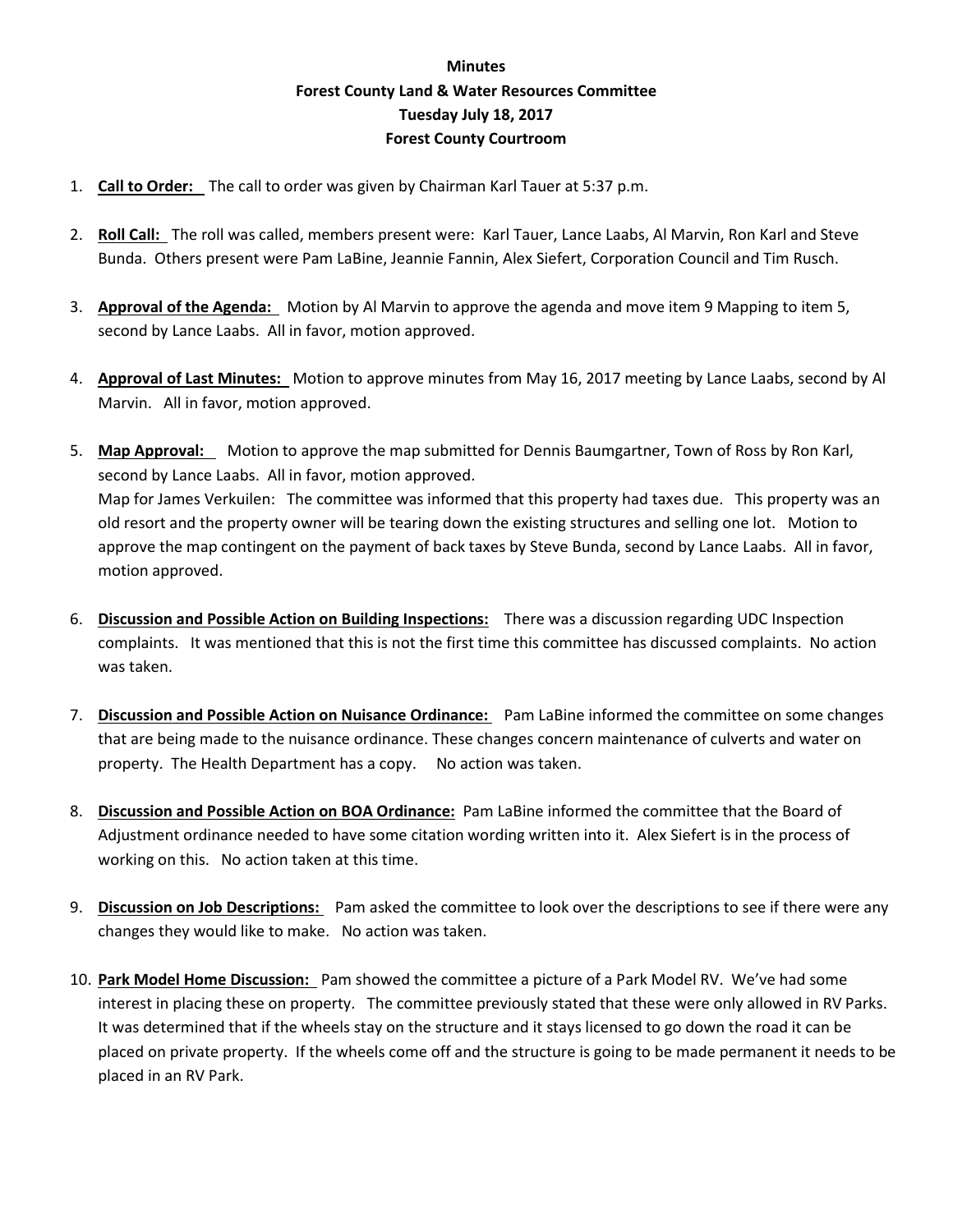**Minutes**
**Forest County Land & Water Resources Committee**
**Tuesday July 18, 2017**
**Forest County Courtroom**

1. **Call to Order:** The call to order was given by Chairman Karl Tauer at 5:37 p.m.

2. **Roll Call:** The roll was called, members present were: Karl Tauer, Lance Laabs, Al Marvin, Ron Karl and Steve Bunda. Others present were Pam LaBine, Jeannie Fannin, Alex Siefert, Corporation Council and Tim Rusch.

3. **Approval of the Agenda:** Motion by Al Marvin to approve the agenda and move item 9 Mapping to item 5, second by Lance Laabs. All in favor, motion approved.

4. **Approval of Last Minutes:** Motion to approve minutes from May 16, 2017 meeting by Lance Laabs, second by Al Marvin. All in favor, motion approved.

5. **Map Approval:** Motion to approve the map submitted for Dennis Baumgartner, Town of Ross by Ron Karl, second by Lance Laabs. All in favor, motion approved.
   Map for James Verkuilen: The committee was informed that this property had taxes due. This property was an old resort and the property owner will be tearing down the existing structures and selling one lot. Motion to approve the map contingent on the payment of back taxes by Steve Bunda, second by Lance Laabs. All in favor, motion approved.

6. **Discussion and Possible Action on Building Inspections:** There was a discussion regarding UDC Inspection complaints. It was mentioned that this is not the first time this committee has discussed complaints. No action was taken.

7. **Discussion and Possible Action on Nuisance Ordinance:** Pam LaBine informed the committee on some changes that are being made to the nuisance ordinance. These changes concern maintenance of culverts and water on property. The Health Department has a copy. No action was taken.

8. **Discussion and Possible Action on BOA Ordinance:** Pam LaBine informed the committee that the Board of Adjustment ordinance needed to have some citation wording written into it. Alex Siefert is in the process of working on this. No action taken at this time.

9. **Discussion on Job Descriptions:** Pam asked the committee to look over the descriptions to see if there were any changes they would like to make. No action was taken.

10. **Park Model Home Discussion:** Pam showed the committee a picture of a Park Model RV. We've had some interest in placing these on property. The committee previously stated that these were only allowed in RV Parks. It was determined that if the wheels stay on the structure and it stays licensed to go down the road it can be placed on private property. If the wheels come off and the structure is going to be made permanent it needs to be placed in an RV Park.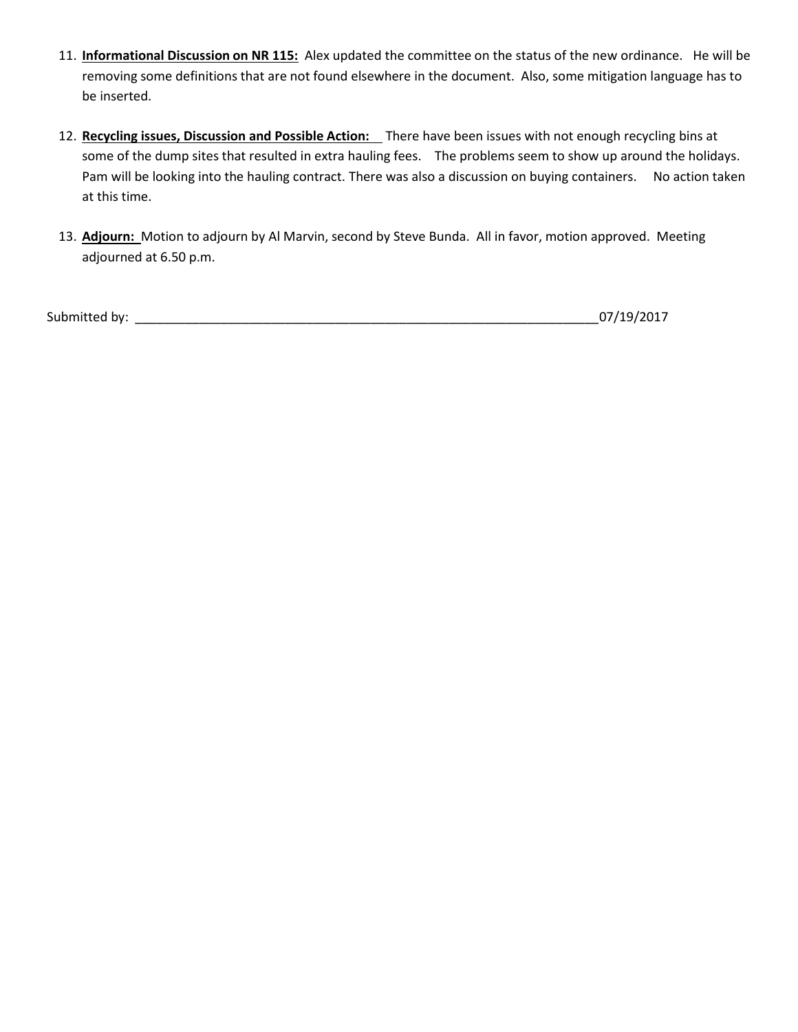11. **Informational Discussion on NR 115:** Alex updated the committee on the status of the new ordinance. He will be removing some definitions that are not found elsewhere in the document. Also, some mitigation language has to be inserted.

12. **Recycling issues, Discussion and Possible Action:** There have been issues with not enough recycling bins at some of the dump sites that resulted in extra hauling fees. The problems seem to show up around the holidays. Pam will be looking into the hauling contract. There was also a discussion on buying containers. No action taken at this time.

13. **Adjourn:** Motion to adjourn by Al Marvin, second by Steve Bunda. All in favor, motion approved. Meeting adjourned at 6.50 p.m.

Submitted by: ____________________________________________________________________07/19/2017